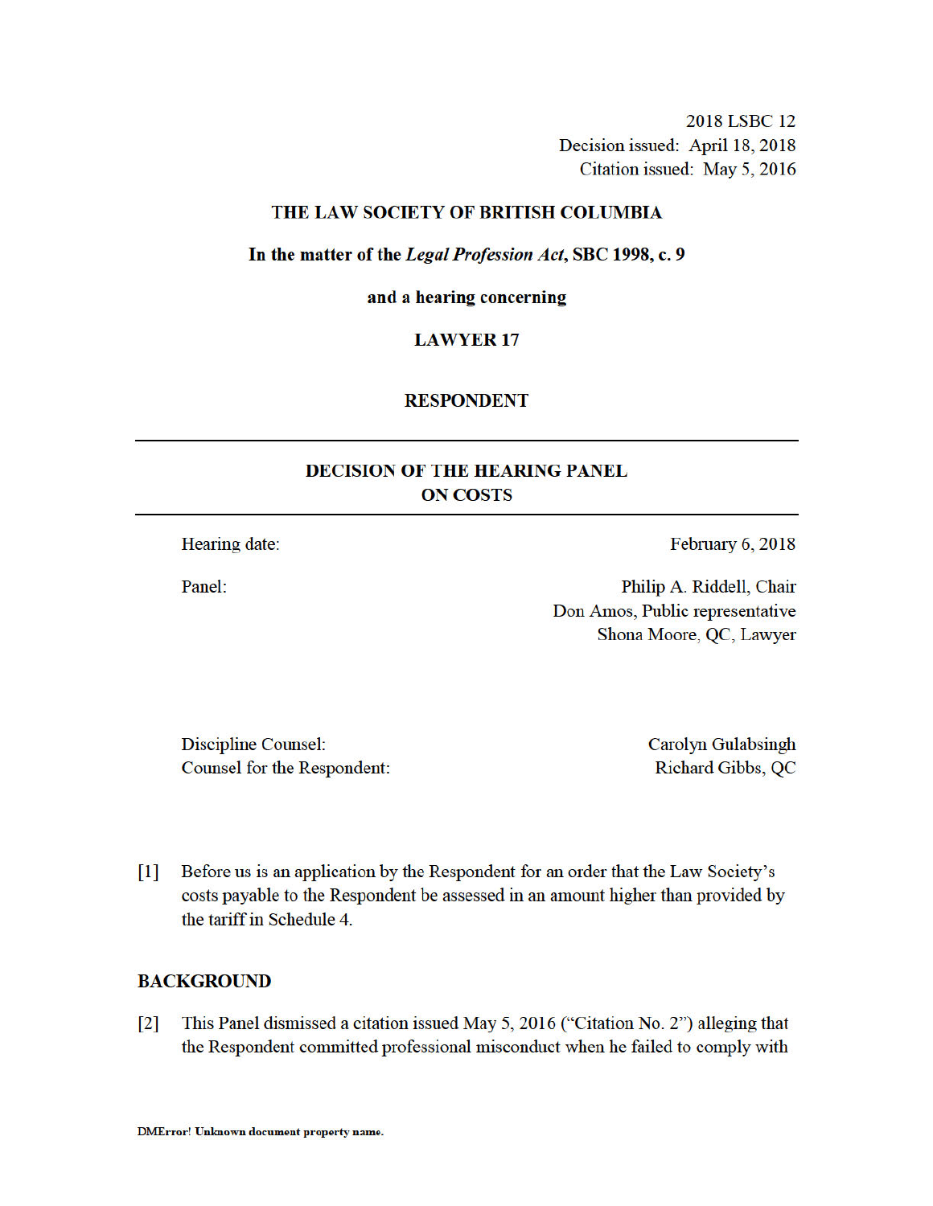2018 LSBC 12
Decision issued: April 18, 2018
Citation issued: May 5, 2016

**THE LAW SOCIETY OF BRITISH COLUMBIA**

**In the matter of the *Legal Profession Act*, SBC 1998, c. 9**

**and a hearing concerning**

**LAWYER 17**

**RESPONDENT**

---

## DECISION OF THE HEARING PANEL ON COSTS

---

| | |
|---|---|
| Hearing date: | February 6, 2018 |
| Panel: | Philip A. Riddell, Chair<br>Don Amos, Public representative<br>Shona Moore, QC, Lawyer |

| | |
|---|---|
| Discipline Counsel: | Carolyn Gulabsingh |
| Counsel for the Respondent: | Richard Gibbs, QC |

[1] Before us is an application by the Respondent for an order that the Law Society's costs payable to the Respondent be assessed in an amount higher than provided by the tariff in Schedule 4.

## BACKGROUND

[2] This Panel dismissed a citation issued May 5, 2016 ("Citation No. 2") alleging that the Respondent committed professional misconduct when he failed to comply with

DMError! Unknown document property name.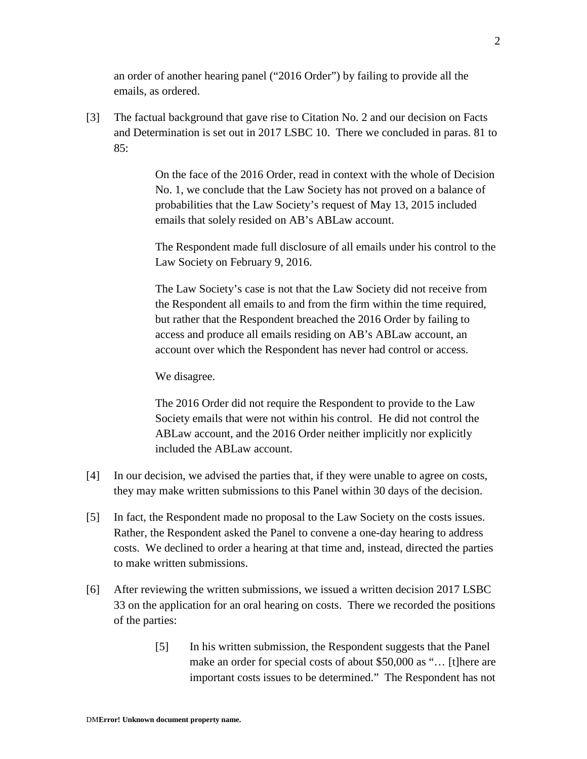an order of another hearing panel ("2016 Order") by failing to provide all the emails, as ordered.

[3] The factual background that gave rise to Citation No. 2 and our decision on Facts and Determination is set out in 2017 LSBC 10. There we concluded in paras. 81 to 85:

> On the face of the 2016 Order, read in context with the whole of Decision No. 1, we conclude that the Law Society has not proved on a balance of probabilities that the Law Society's request of May 13, 2015 included emails that solely resided on AB's ABLaw account.
>
> The Respondent made full disclosure of all emails under his control to the Law Society on February 9, 2016.
>
> The Law Society's case is not that the Law Society did not receive from the Respondent all emails to and from the firm within the time required, but rather that the Respondent breached the 2016 Order by failing to access and produce all emails residing on AB's ABLaw account, an account over which the Respondent has never had control or access.
>
> We disagree.
>
> The 2016 Order did not require the Respondent to provide to the Law Society emails that were not within his control. He did not control the ABLaw account, and the 2016 Order neither implicitly nor explicitly included the ABLaw account.

[4] In our decision, we advised the parties that, if they were unable to agree on costs, they may make written submissions to this Panel within 30 days of the decision.

[5] In fact, the Respondent made no proposal to the Law Society on the costs issues. Rather, the Respondent asked the Panel to convene a one-day hearing to address costs. We declined to order a hearing at that time and, instead, directed the parties to make written submissions.

[6] After reviewing the written submissions, we issued a written decision 2017 LSBC 33 on the application for an oral hearing on costs. There we recorded the positions of the parties:

> [5] In his written submission, the Respondent suggests that the Panel make an order for special costs of about $50,000 as "… [t]here are important costs issues to be determined." The Respondent has not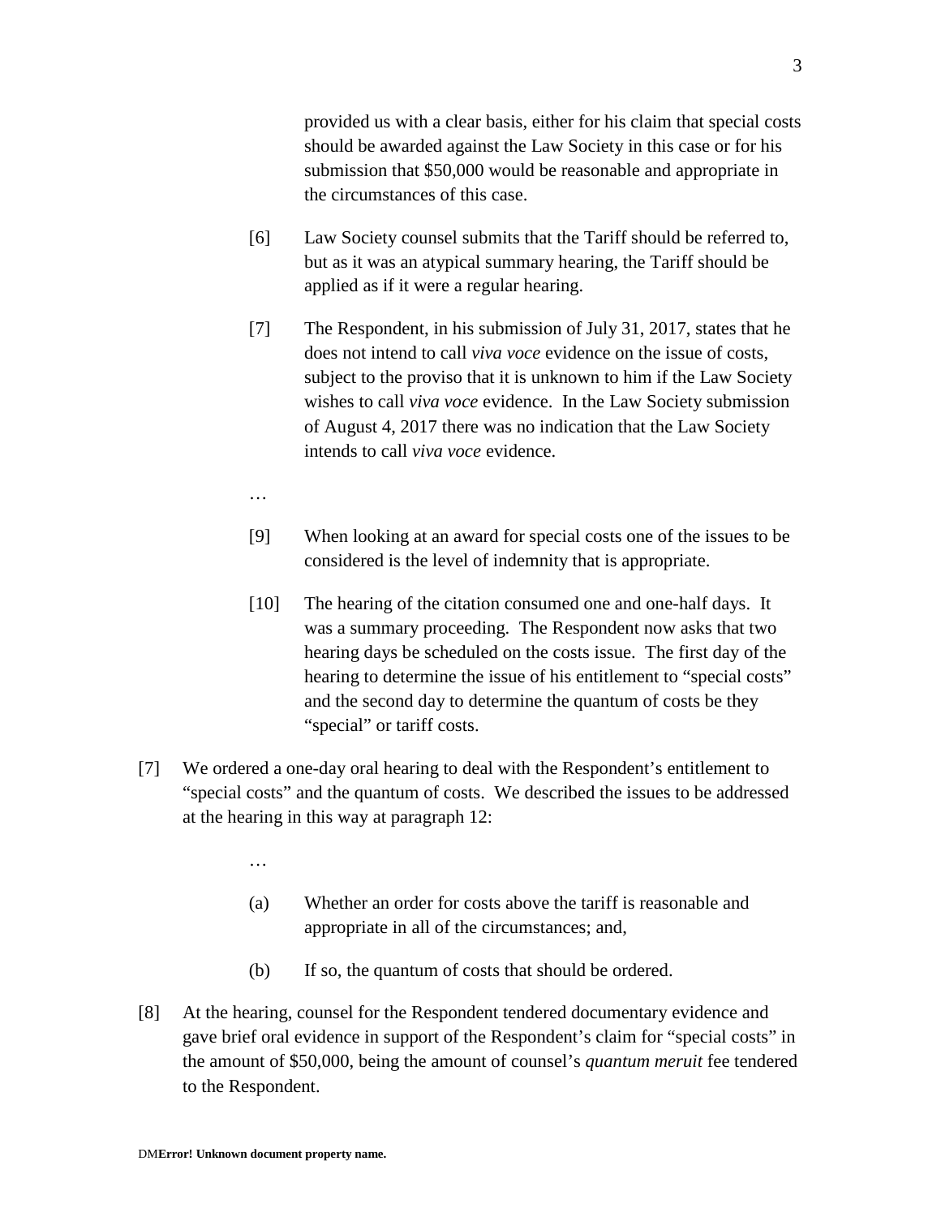> provided us with a clear basis, either for his claim that special costs should be awarded against the Law Society in this case or for his submission that $50,000 would be reasonable and appropriate in the circumstances of this case.
>
> [6] Law Society counsel submits that the Tariff should be referred to, but as it was an atypical summary hearing, the Tariff should be applied as if it were a regular hearing.
>
> [7] The Respondent, in his submission of July 31, 2017, states that he does not intend to call *viva voce* evidence on the issue of costs, subject to the proviso that it is unknown to him if the Law Society wishes to call *viva voce* evidence. In the Law Society submission of August 4, 2017 there was no indication that the Law Society intends to call *viva voce* evidence.
>
> …
>
> [9] When looking at an award for special costs one of the issues to be considered is the level of indemnity that is appropriate.
>
> [10] The hearing of the citation consumed one and one-half days. It was a summary proceeding. The Respondent now asks that two hearing days be scheduled on the costs issue. The first day of the hearing to determine the issue of his entitlement to "special costs" and the second day to determine the quantum of costs be they "special" or tariff costs.

[7] We ordered a one-day oral hearing to deal with the Respondent's entitlement to "special costs" and the quantum of costs. We described the issues to be addressed at the hearing in this way at paragraph 12:

> …
>
> (a) Whether an order for costs above the tariff is reasonable and appropriate in all of the circumstances; and,
>
> (b) If so, the quantum of costs that should be ordered.

[8] At the hearing, counsel for the Respondent tendered documentary evidence and gave brief oral evidence in support of the Respondent's claim for "special costs" in the amount of $50,000, being the amount of counsel's *quantum meruit* fee tendered to the Respondent.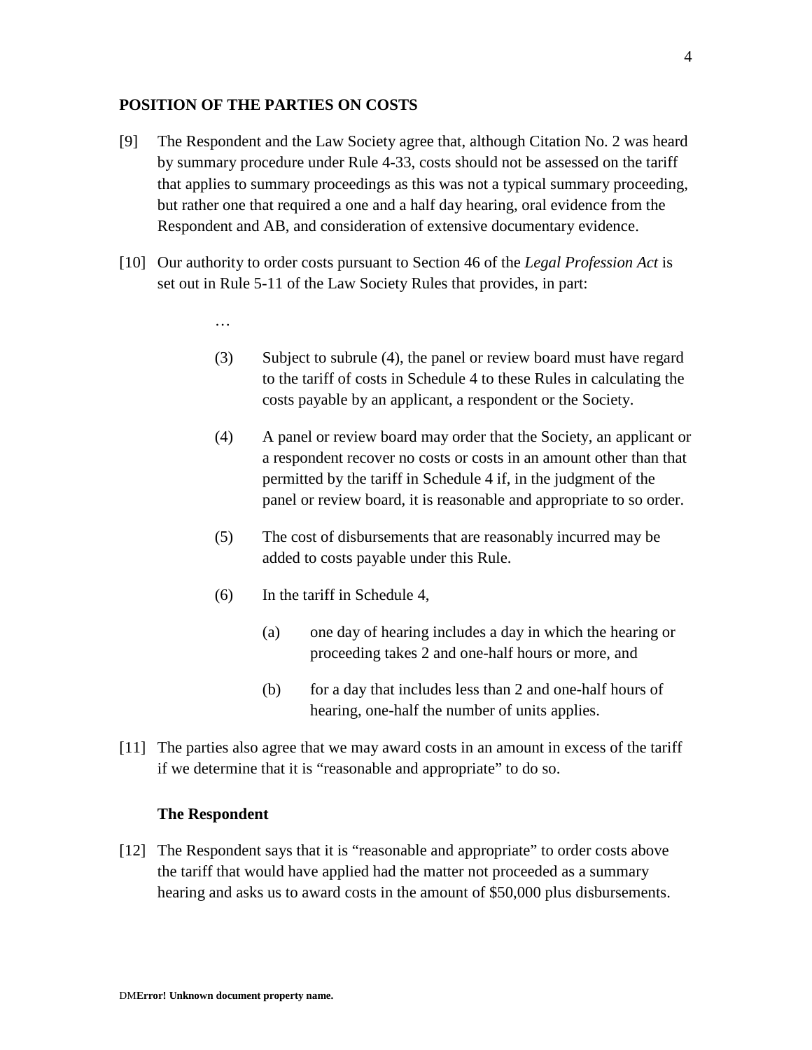## POSITION OF THE PARTIES ON COSTS

[9] The Respondent and the Law Society agree that, although Citation No. 2 was heard by summary procedure under Rule 4-33, costs should not be assessed on the tariff that applies to summary proceedings as this was not a typical summary proceeding, but rather one that required a one and a half day hearing, oral evidence from the Respondent and AB, and consideration of extensive documentary evidence.

[10] Our authority to order costs pursuant to Section 46 of the *Legal Profession Act* is set out in Rule 5-11 of the Law Society Rules that provides, in part:

> …
>
> (3) Subject to subrule (4), the panel or review board must have regard to the tariff of costs in Schedule 4 to these Rules in calculating the costs payable by an applicant, a respondent or the Society.
>
> (4) A panel or review board may order that the Society, an applicant or a respondent recover no costs or costs in an amount other than that permitted by the tariff in Schedule 4 if, in the judgment of the panel or review board, it is reasonable and appropriate to so order.
>
> (5) The cost of disbursements that are reasonably incurred may be added to costs payable under this Rule.
>
> (6) In the tariff in Schedule 4,
>
> (a) one day of hearing includes a day in which the hearing or proceeding takes 2 and one-half hours or more, and
>
> (b) for a day that includes less than 2 and one-half hours of hearing, one-half the number of units applies.

[11] The parties also agree that we may award costs in an amount in excess of the tariff if we determine that it is "reasonable and appropriate" to do so.

### The Respondent

[12] The Respondent says that it is "reasonable and appropriate" to order costs above the tariff that would have applied had the matter not proceeded as a summary hearing and asks us to award costs in the amount of $50,000 plus disbursements.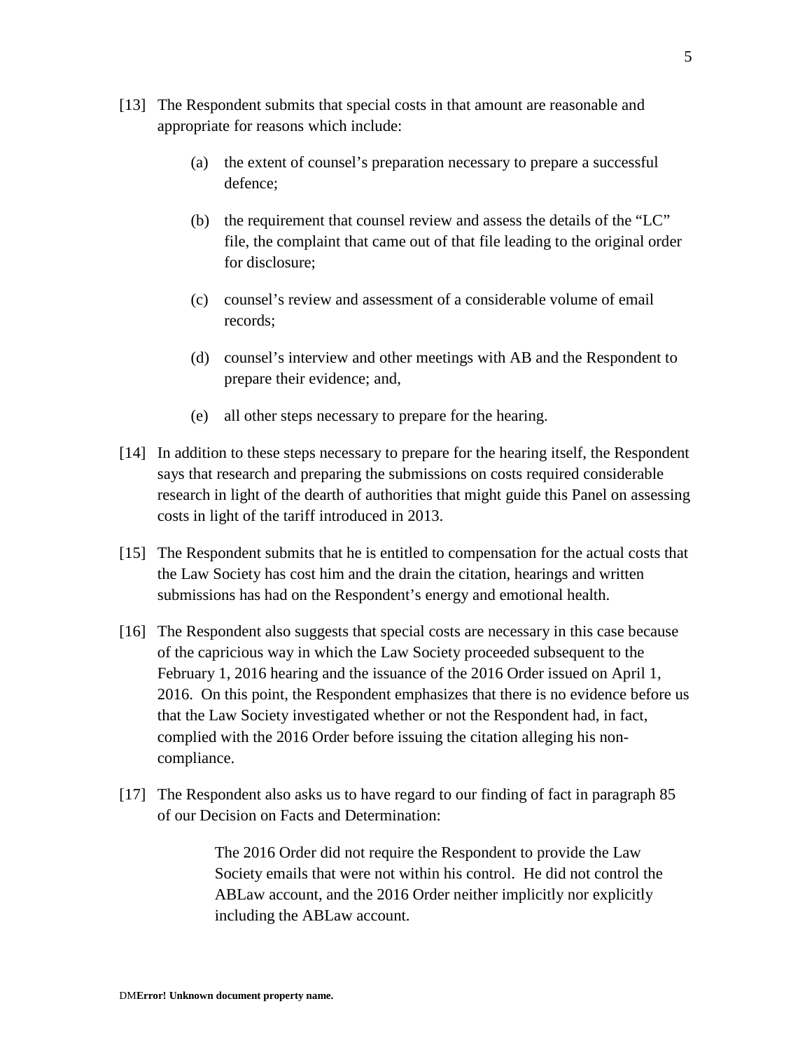[13] The Respondent submits that special costs in that amount are reasonable and appropriate for reasons which include:

(a) the extent of counsel's preparation necessary to prepare a successful defence;

(b) the requirement that counsel review and assess the details of the "LC" file, the complaint that came out of that file leading to the original order for disclosure;

(c) counsel's review and assessment of a considerable volume of email records;

(d) counsel's interview and other meetings with AB and the Respondent to prepare their evidence; and,

(e) all other steps necessary to prepare for the hearing.

[14] In addition to these steps necessary to prepare for the hearing itself, the Respondent says that research and preparing the submissions on costs required considerable research in light of the dearth of authorities that might guide this Panel on assessing costs in light of the tariff introduced in 2013.

[15] The Respondent submits that he is entitled to compensation for the actual costs that the Law Society has cost him and the drain the citation, hearings and written submissions has had on the Respondent's energy and emotional health.

[16] The Respondent also suggests that special costs are necessary in this case because of the capricious way in which the Law Society proceeded subsequent to the February 1, 2016 hearing and the issuance of the 2016 Order issued on April 1, 2016. On this point, the Respondent emphasizes that there is no evidence before us that the Law Society investigated whether or not the Respondent had, in fact, complied with the 2016 Order before issuing the citation alleging his non-compliance.

[17] The Respondent also asks us to have regard to our finding of fact in paragraph 85 of our Decision on Facts and Determination:

> The 2016 Order did not require the Respondent to provide the Law Society emails that were not within his control. He did not control the ABLaw account, and the 2016 Order neither implicitly nor explicitly including the ABLaw account.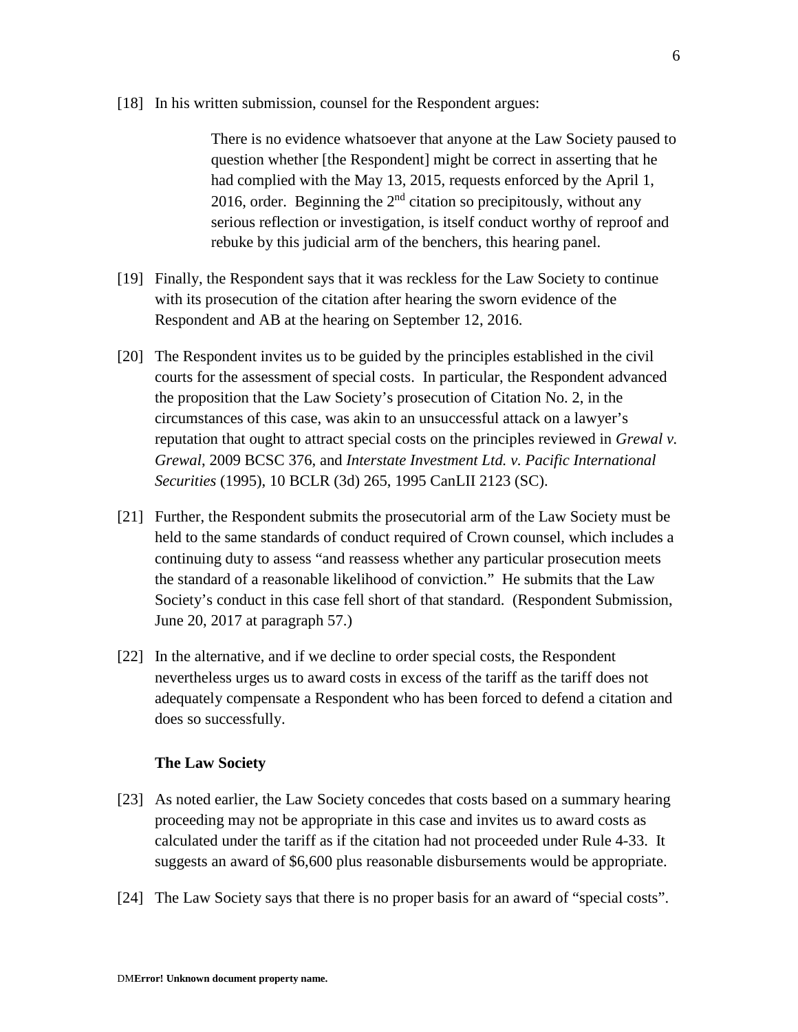[18] In his written submission, counsel for the Respondent argues:

> There is no evidence whatsoever that anyone at the Law Society paused to question whether [the Respondent] might be correct in asserting that he had complied with the May 13, 2015, requests enforced by the April 1, 2016, order. Beginning the 2nd citation so precipitously, without any serious reflection or investigation, is itself conduct worthy of reproof and rebuke by this judicial arm of the benchers, this hearing panel.

[19] Finally, the Respondent says that it was reckless for the Law Society to continue with its prosecution of the citation after hearing the sworn evidence of the Respondent and AB at the hearing on September 12, 2016.

[20] The Respondent invites us to be guided by the principles established in the civil courts for the assessment of special costs. In particular, the Respondent advanced the proposition that the Law Society's prosecution of Citation No. 2, in the circumstances of this case, was akin to an unsuccessful attack on a lawyer's reputation that ought to attract special costs on the principles reviewed in *Grewal v. Grewal*, 2009 BCSC 376, and *Interstate Investment Ltd. v. Pacific International Securities* (1995), 10 BCLR (3d) 265, 1995 CanLII 2123 (SC).

[21] Further, the Respondent submits the prosecutorial arm of the Law Society must be held to the same standards of conduct required of Crown counsel, which includes a continuing duty to assess "and reassess whether any particular prosecution meets the standard of a reasonable likelihood of conviction." He submits that the Law Society's conduct in this case fell short of that standard. (Respondent Submission, June 20, 2017 at paragraph 57.)

[22] In the alternative, and if we decline to order special costs, the Respondent nevertheless urges us to award costs in excess of the tariff as the tariff does not adequately compensate a Respondent who has been forced to defend a citation and does so successfully.

### The Law Society

[23] As noted earlier, the Law Society concedes that costs based on a summary hearing proceeding may not be appropriate in this case and invites us to award costs as calculated under the tariff as if the citation had not proceeded under Rule 4-33. It suggests an award of $6,600 plus reasonable disbursements would be appropriate.

[24] The Law Society says that there is no proper basis for an award of "special costs".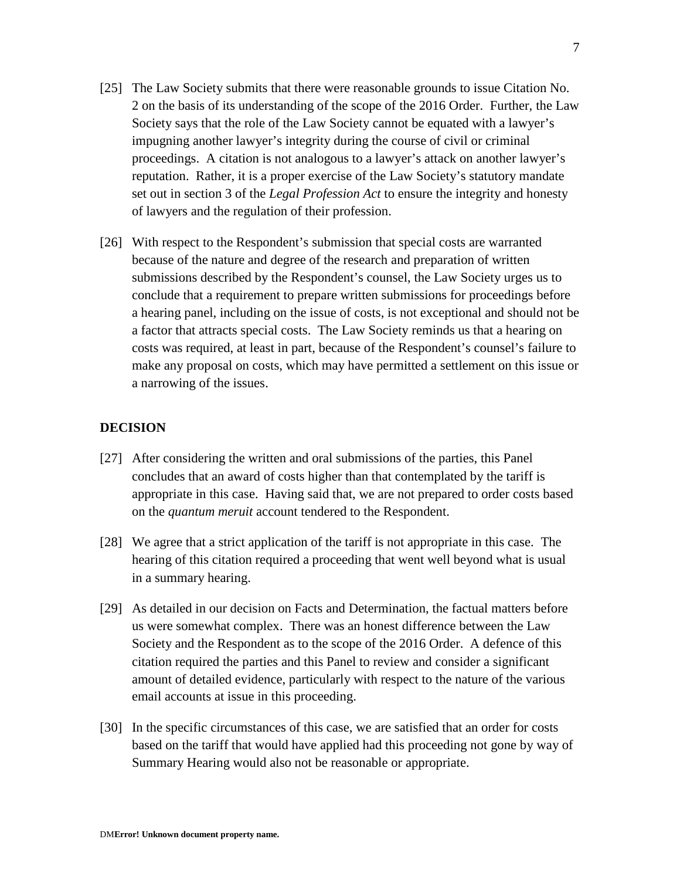[25] The Law Society submits that there were reasonable grounds to issue Citation No. 2 on the basis of its understanding of the scope of the 2016 Order. Further, the Law Society says that the role of the Law Society cannot be equated with a lawyer's impugning another lawyer's integrity during the course of civil or criminal proceedings. A citation is not analogous to a lawyer's attack on another lawyer's reputation. Rather, it is a proper exercise of the Law Society's statutory mandate set out in section 3 of the *Legal Profession Act* to ensure the integrity and honesty of lawyers and the regulation of their profession.

[26] With respect to the Respondent's submission that special costs are warranted because of the nature and degree of the research and preparation of written submissions described by the Respondent's counsel, the Law Society urges us to conclude that a requirement to prepare written submissions for proceedings before a hearing panel, including on the issue of costs, is not exceptional and should not be a factor that attracts special costs. The Law Society reminds us that a hearing on costs was required, at least in part, because of the Respondent's counsel's failure to make any proposal on costs, which may have permitted a settlement on this issue or a narrowing of the issues.

## DECISION

[27] After considering the written and oral submissions of the parties, this Panel concludes that an award of costs higher than that contemplated by the tariff is appropriate in this case. Having said that, we are not prepared to order costs based on the *quantum meruit* account tendered to the Respondent.

[28] We agree that a strict application of the tariff is not appropriate in this case. The hearing of this citation required a proceeding that went well beyond what is usual in a summary hearing.

[29] As detailed in our decision on Facts and Determination, the factual matters before us were somewhat complex. There was an honest difference between the Law Society and the Respondent as to the scope of the 2016 Order. A defence of this citation required the parties and this Panel to review and consider a significant amount of detailed evidence, particularly with respect to the nature of the various email accounts at issue in this proceeding.

[30] In the specific circumstances of this case, we are satisfied that an order for costs based on the tariff that would have applied had this proceeding not gone by way of Summary Hearing would also not be reasonable or appropriate.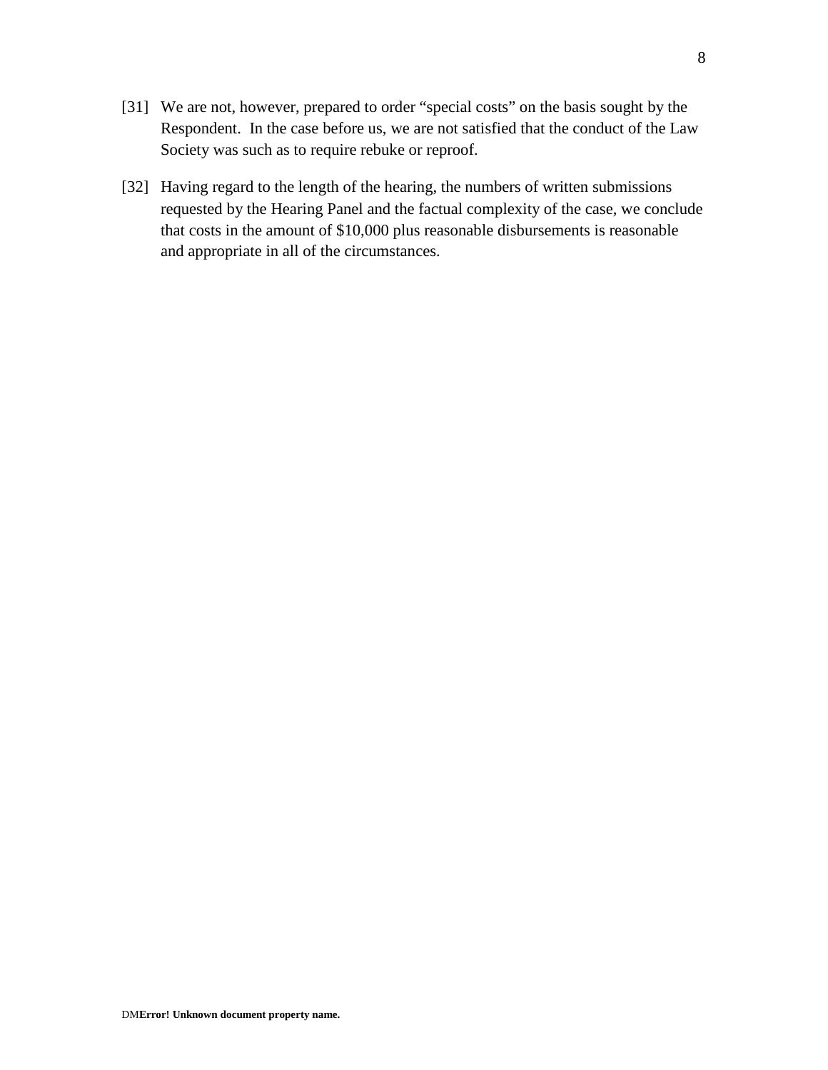[31] We are not, however, prepared to order "special costs" on the basis sought by the Respondent. In the case before us, we are not satisfied that the conduct of the Law Society was such as to require rebuke or reproof.

[32] Having regard to the length of the hearing, the numbers of written submissions requested by the Hearing Panel and the factual complexity of the case, we conclude that costs in the amount of $10,000 plus reasonable disbursements is reasonable and appropriate in all of the circumstances.